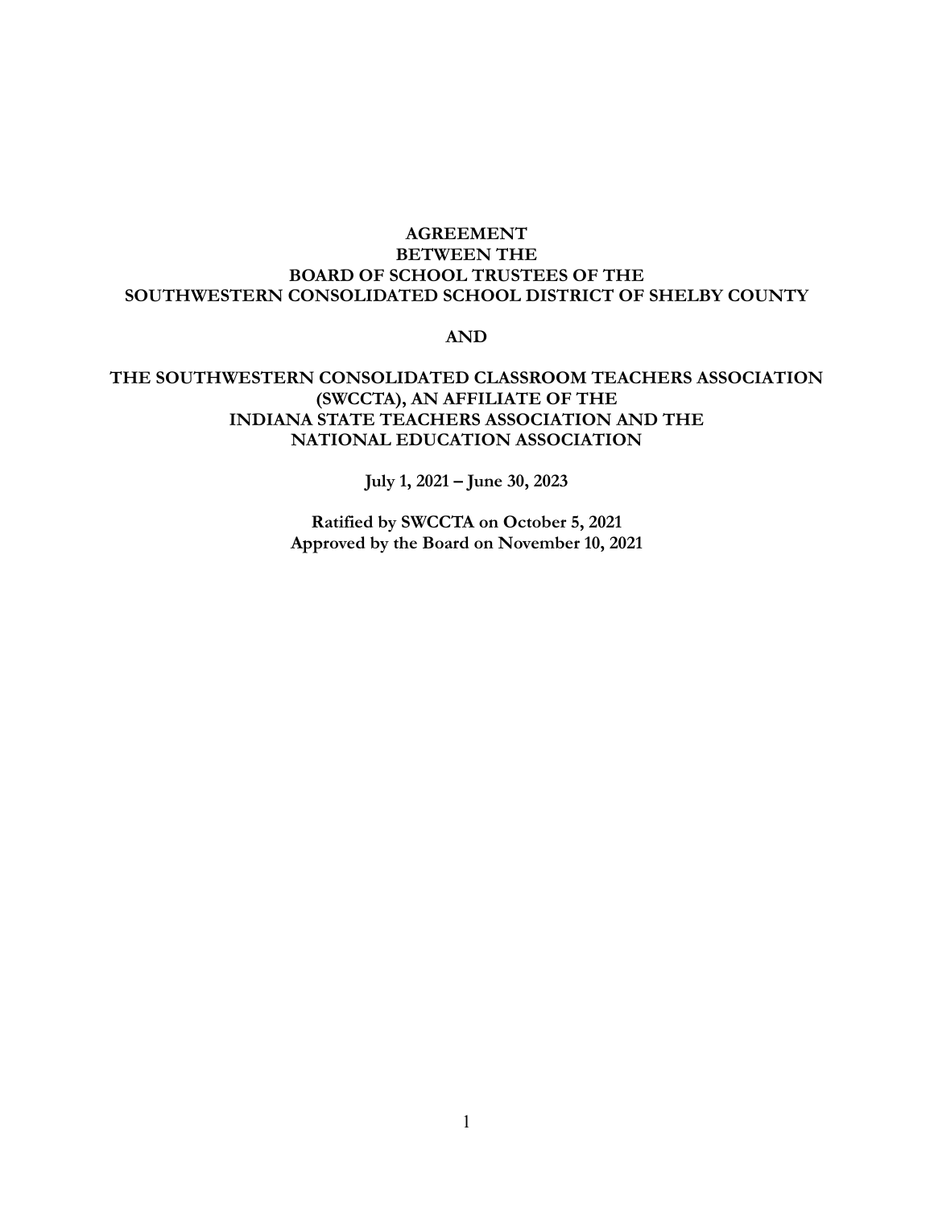**AGREEMENT**
**BETWEEN THE**
**BOARD OF SCHOOL TRUSTEES OF THE**
**SOUTHWESTERN CONSOLIDATED SCHOOL DISTRICT OF SHELBY COUNTY**

**AND**

**THE SOUTHWESTERN CONSOLIDATED CLASSROOM TEACHERS ASSOCIATION (SWCCTA), AN AFFILIATE OF THE INDIANA STATE TEACHERS ASSOCIATION AND THE NATIONAL EDUCATION ASSOCIATION**

**July 1, 2021 – June 30, 2023**

**Ratified by SWCCTA on October 5, 2021**
**Approved by the Board on November 10, 2021**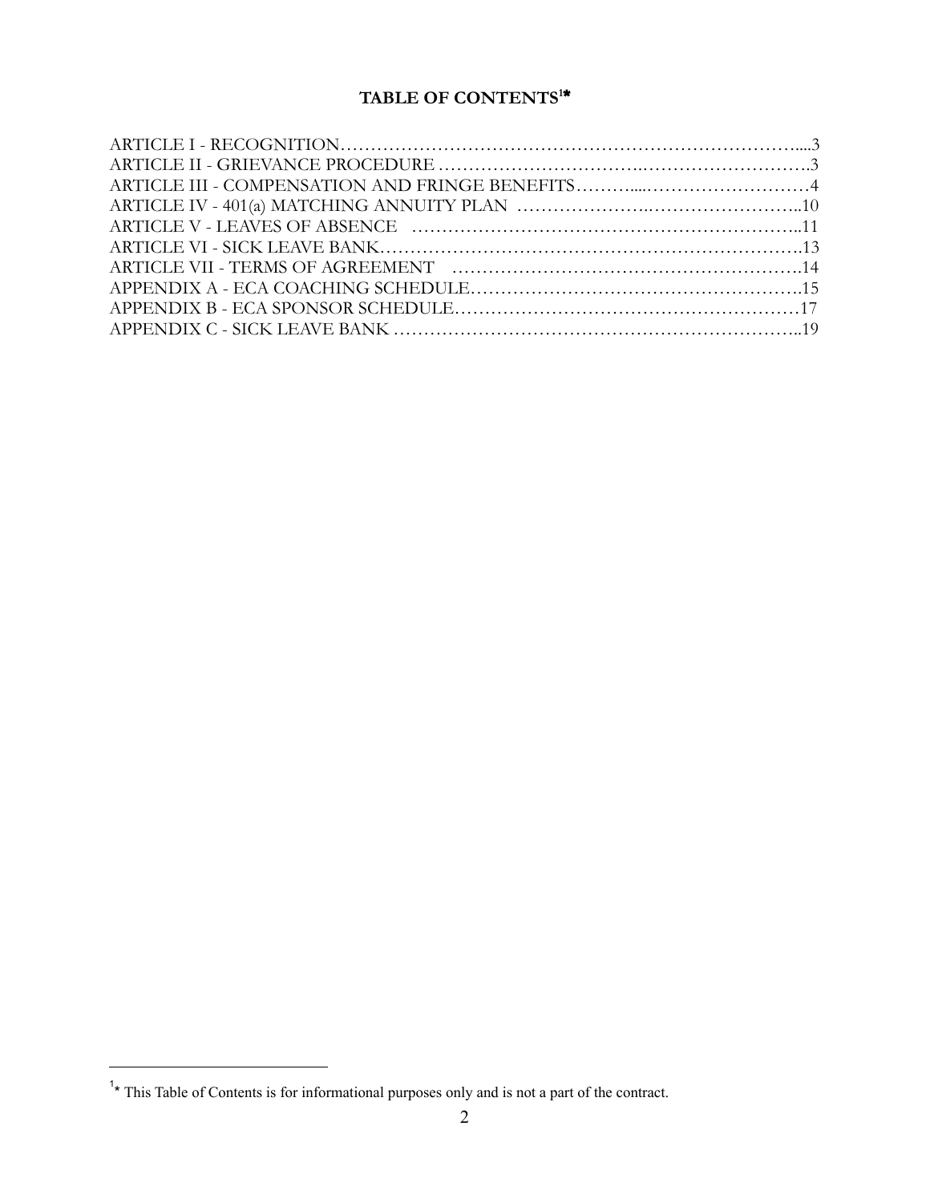# TABLE OF CONTENTS[1]*

ARTICLE I - RECOGNITION....3
ARTICLE II - GRIEVANCE PROCEDURE....3
ARTICLE III - COMPENSATION AND FRINGE BENEFITS....4
ARTICLE IV - 401(a) MATCHING ANNUITY PLAN....10
ARTICLE V - LEAVES OF ABSENCE....11
ARTICLE VI - SICK LEAVE BANK....13
ARTICLE VII - TERMS OF AGREEMENT....14
APPENDIX A - ECA COACHING SCHEDULE....15
APPENDIX B - ECA SPONSOR SCHEDULE....17
APPENDIX C - SICK LEAVE BANK....19

---

[1]* This Table of Contents is for informational purposes only and is not a part of the contract.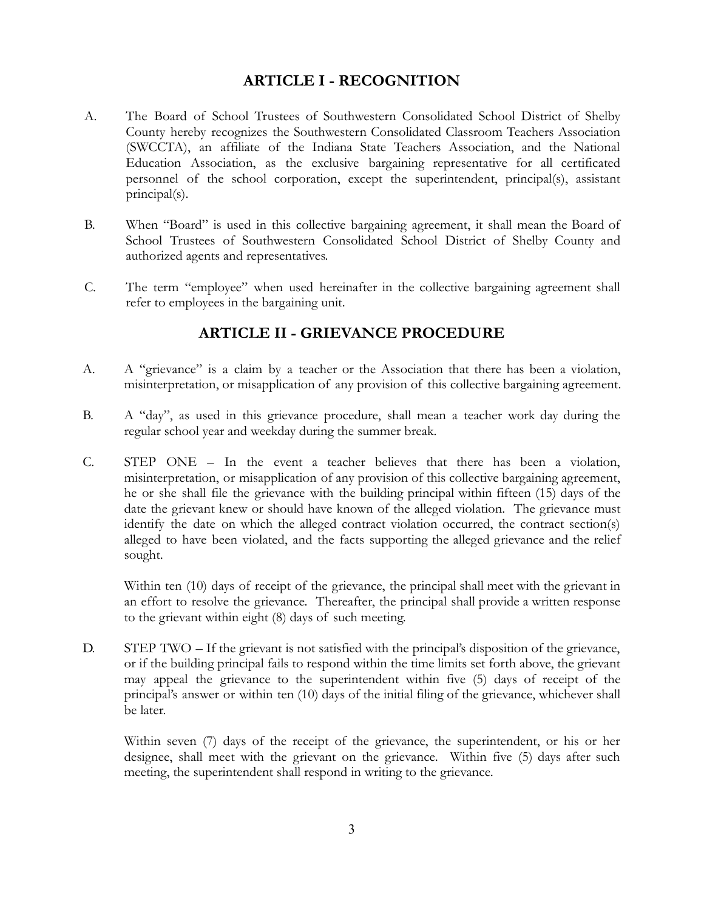## ARTICLE I - RECOGNITION

A. The Board of School Trustees of Southwestern Consolidated School District of Shelby County hereby recognizes the Southwestern Consolidated Classroom Teachers Association (SWCCTA), an affiliate of the Indiana State Teachers Association, and the National Education Association, as the exclusive bargaining representative for all certificated personnel of the school corporation, except the superintendent, principal(s), assistant principal(s).

B. When "Board" is used in this collective bargaining agreement, it shall mean the Board of School Trustees of Southwestern Consolidated School District of Shelby County and authorized agents and representatives.

C. The term "employee" when used hereinafter in the collective bargaining agreement shall refer to employees in the bargaining unit.

## ARTICLE II - GRIEVANCE PROCEDURE

A. A "grievance" is a claim by a teacher or the Association that there has been a violation, misinterpretation, or misapplication of any provision of this collective bargaining agreement.

B. A "day", as used in this grievance procedure, shall mean a teacher work day during the regular school year and weekday during the summer break.

C. STEP ONE – In the event a teacher believes that there has been a violation, misinterpretation, or misapplication of any provision of this collective bargaining agreement, he or she shall file the grievance with the building principal within fifteen (15) days of the date the grievant knew or should have known of the alleged violation. The grievance must identify the date on which the alleged contract violation occurred, the contract section(s) alleged to have been violated, and the facts supporting the alleged grievance and the relief sought.

   Within ten (10) days of receipt of the grievance, the principal shall meet with the grievant in an effort to resolve the grievance. Thereafter, the principal shall provide a written response to the grievant within eight (8) days of such meeting.

D. STEP TWO – If the grievant is not satisfied with the principal's disposition of the grievance, or if the building principal fails to respond within the time limits set forth above, the grievant may appeal the grievance to the superintendent within five (5) days of receipt of the principal's answer or within ten (10) days of the initial filing of the grievance, whichever shall be later.

   Within seven (7) days of the receipt of the grievance, the superintendent, or his or her designee, shall meet with the grievant on the grievance. Within five (5) days after such meeting, the superintendent shall respond in writing to the grievance.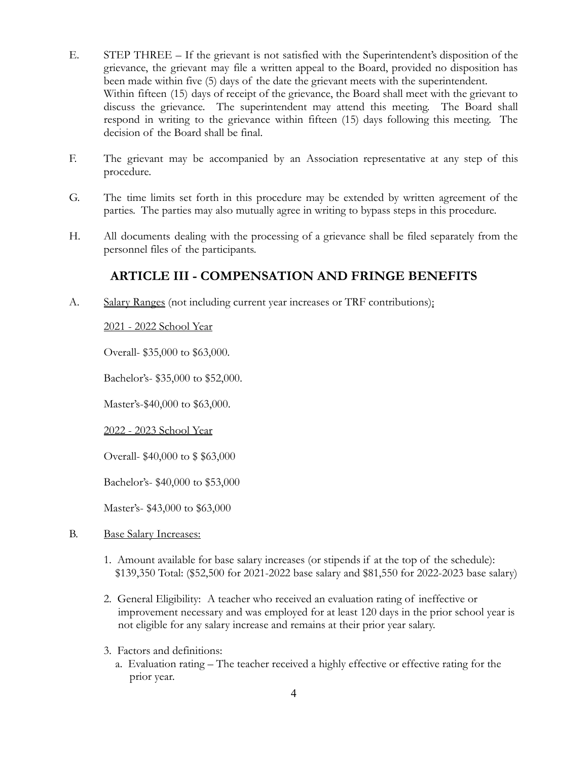E. STEP THREE – If the grievant is not satisfied with the Superintendent's disposition of the grievance, the grievant may file a written appeal to the Board, provided no disposition has been made within five (5) days of the date the grievant meets with the superintendent. Within fifteen (15) days of receipt of the grievance, the Board shall meet with the grievant to discuss the grievance. The superintendent may attend this meeting. The Board shall respond in writing to the grievance within fifteen (15) days following this meeting. The decision of the Board shall be final.

F. The grievant may be accompanied by an Association representative at any step of this procedure.

G. The time limits set forth in this procedure may be extended by written agreement of the parties. The parties may also mutually agree in writing to bypass steps in this procedure.

H. All documents dealing with the processing of a grievance shall be filed separately from the personnel files of the participants.

## ARTICLE III - COMPENSATION AND FRINGE BENEFITS

A. Salary Ranges (not including current year increases or TRF contributions):

2021 - 2022 School Year

Overall- $35,000 to $63,000.

Bachelor's- $35,000 to $52,000.

Master's-$40,000 to $63,000.

2022 - 2023 School Year

Overall- $40,000 to $ $63,000

Bachelor's- $40,000 to $53,000

Master's- $43,000 to $63,000

B. Base Salary Increases:

1. Amount available for base salary increases (or stipends if at the top of the schedule): $139,350 Total: ($52,500 for 2021-2022 base salary and $81,550 for 2022-2023 base salary)

2. General Eligibility: A teacher who received an evaluation rating of ineffective or improvement necessary and was employed for at least 120 days in the prior school year is not eligible for any salary increase and remains at their prior year salary.

3. Factors and definitions:
   a. Evaluation rating – The teacher received a highly effective or effective rating for the prior year.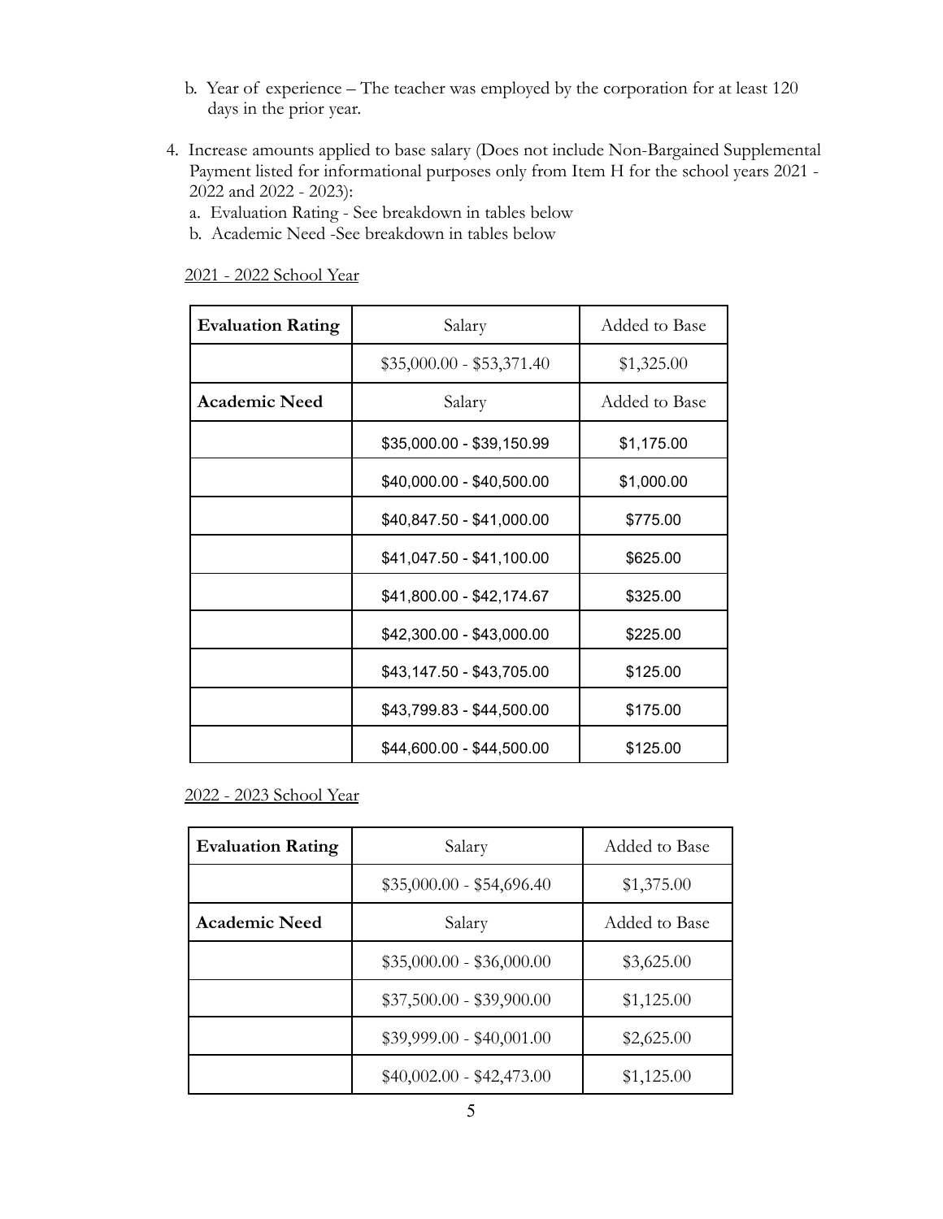b. Year of experience – The teacher was employed by the corporation for at least 120 days in the prior year.

4. Increase amounts applied to base salary (Does not include Non-Bargained Supplemental Payment listed for informational purposes only from Item H for the school years 2021 - 2022 and 2022 - 2023):
   a. Evaluation Rating - See breakdown in tables below
   b. Academic Need -See breakdown in tables below

2021 - 2022 School Year

| **Evaluation Rating** | Salary | Added to Base |
|---|---|---|
| | $35,000.00 - $53,371.40 | $1,325.00 |
| **Academic Need** | Salary | Added to Base |
| | $35,000.00 - $39,150.99 | $1,175.00 |
| | $40,000.00 - $40,500.00 | $1,000.00 |
| | $40,847.50 - $41,000.00 | $775.00 |
| | $41,047.50 - $41,100.00 | $625.00 |
| | $41,800.00 - $42,174.67 | $325.00 |
| | $42,300.00 - $43,000.00 | $225.00 |
| | $43,147.50 - $43,705.00 | $125.00 |
| | $43,799.83 - $44,500.00 | $175.00 |
| | $44,600.00 - $44,500.00 | $125.00 |

2022 - 2023 School Year

| **Evaluation Rating** | Salary | Added to Base |
|---|---|---|
| | $35,000.00 - $54,696.40 | $1,375.00 |
| **Academic Need** | Salary | Added to Base |
| | $35,000.00 - $36,000.00 | $3,625.00 |
| | $37,500.00 - $39,900.00 | $1,125.00 |
| | $39,999.00 - $40,001.00 | $2,625.00 |
| | $40,002.00 - $42,473.00 | $1,125.00 |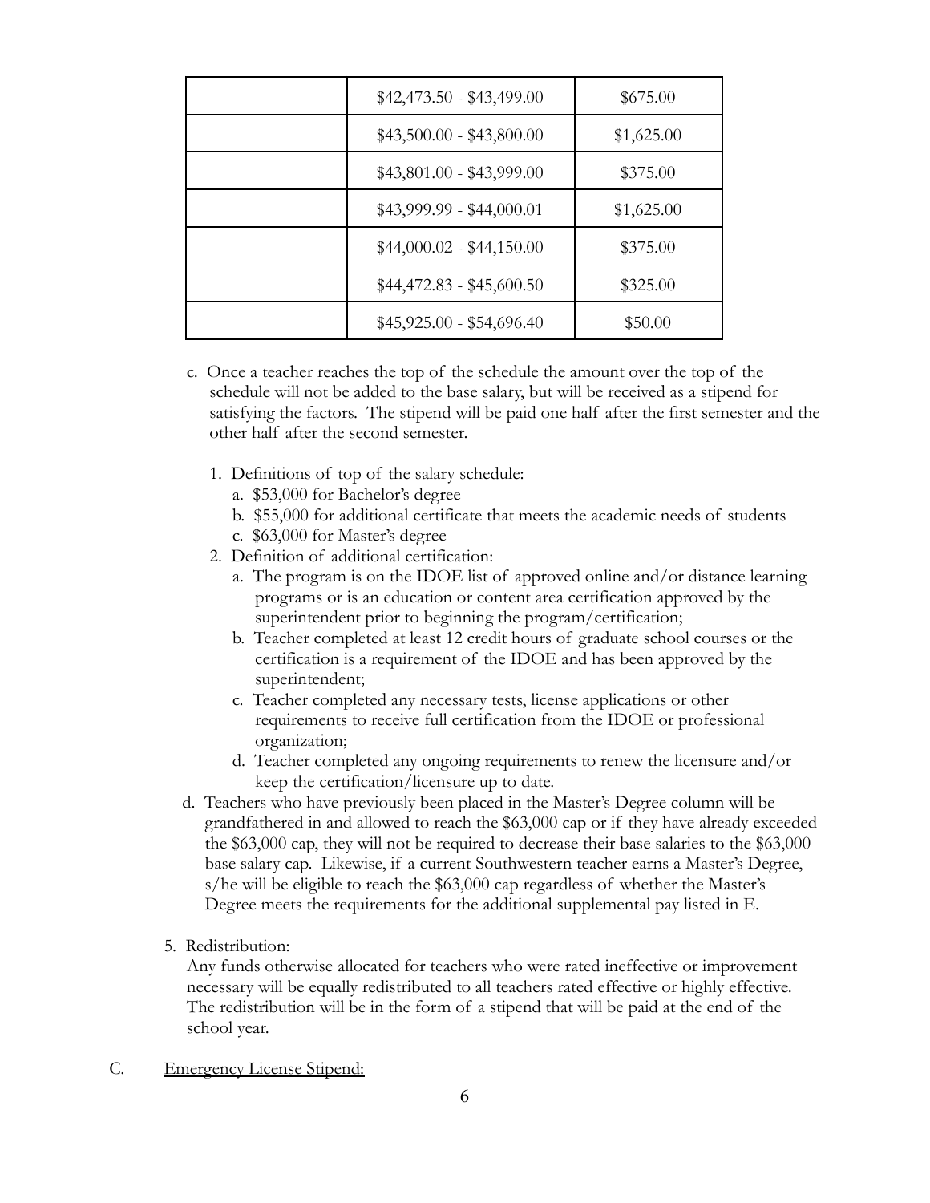| | | |
|---|---|---|
| | $42,473.50 - $43,499.00 | $675.00 |
| | $43,500.00 - $43,800.00 | $1,625.00 |
| | $43,801.00 - $43,999.00 | $375.00 |
| | $43,999.99 - $44,000.01 | $1,625.00 |
| | $44,000.02 - $44,150.00 | $375.00 |
| | $44,472.83 - $45,600.50 | $325.00 |
| | $45,925.00 - $54,696.40 | $50.00 |

c. Once a teacher reaches the top of the schedule the amount over the top of the schedule will not be added to the base salary, but will be received as a stipend for satisfying the factors. The stipend will be paid one half after the first semester and the other half after the second semester.

1. Definitions of top of the salary schedule:
   a. $53,000 for Bachelor's degree
   b. $55,000 for additional certificate that meets the academic needs of students
   c. $63,000 for Master's degree
2. Definition of additional certification:
   a. The program is on the IDOE list of approved online and/or distance learning programs or is an education or content area certification approved by the superintendent prior to beginning the program/certification;
   b. Teacher completed at least 12 credit hours of graduate school courses or the certification is a requirement of the IDOE and has been approved by the superintendent;
   c. Teacher completed any necessary tests, license applications or other requirements to receive full certification from the IDOE or professional organization;
   d. Teacher completed any ongoing requirements to renew the licensure and/or keep the certification/licensure up to date.

d. Teachers who have previously been placed in the Master's Degree column will be grandfathered in and allowed to reach the $63,000 cap or if they have already exceeded the $63,000 cap, they will not be required to decrease their base salaries to the $63,000 base salary cap. Likewise, if a current Southwestern teacher earns a Master's Degree, s/he will be eligible to reach the $63,000 cap regardless of whether the Master's Degree meets the requirements for the additional supplemental pay listed in E.

5. Redistribution:
   Any funds otherwise allocated for teachers who were rated ineffective or improvement necessary will be equally redistributed to all teachers rated effective or highly effective. The redistribution will be in the form of a stipend that will be paid at the end of the school year.

C. Emergency License Stipend: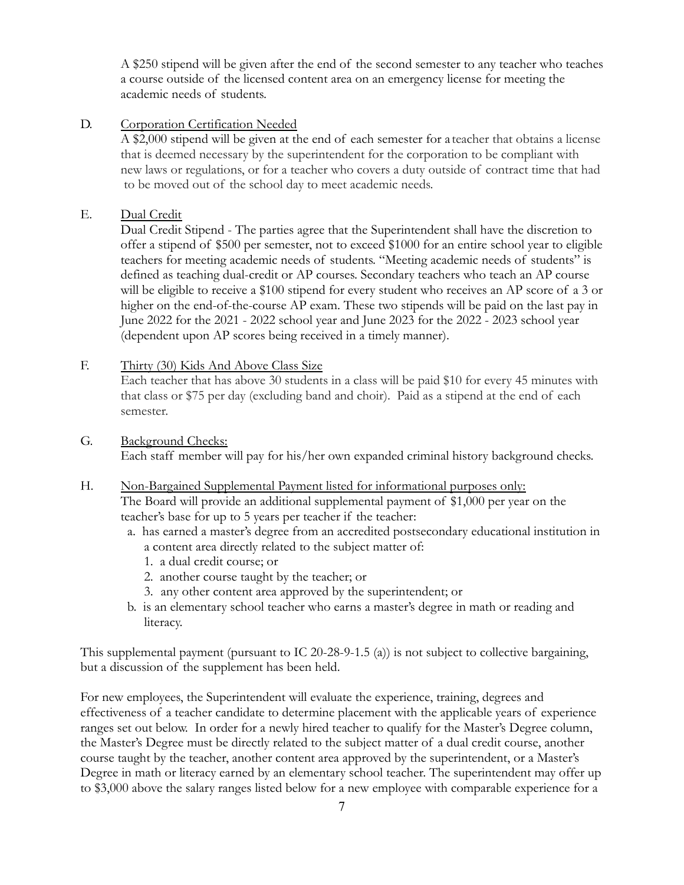A $250 stipend will be given after the end of the second semester to any teacher who teaches a course outside of the licensed content area on an emergency license for meeting the academic needs of students.

D. <u>Corporation Certification Needed</u>

A $2,000 stipend will be given at the end of each semester for a teacher that obtains a license that is deemed necessary by the superintendent for the corporation to be compliant with new laws or regulations, or for a teacher who covers a duty outside of contract time that had to be moved out of the school day to meet academic needs.

E. <u>Dual Credit</u>

Dual Credit Stipend - The parties agree that the Superintendent shall have the discretion to offer a stipend of $500 per semester, not to exceed $1000 for an entire school year to eligible teachers for meeting academic needs of students. "Meeting academic needs of students" is defined as teaching dual-credit or AP courses. Secondary teachers who teach an AP course will be eligible to receive a $100 stipend for every student who receives an AP score of a 3 or higher on the end-of-the-course AP exam. These two stipends will be paid on the last pay in June 2022 for the 2021 - 2022 school year and June 2023 for the 2022 - 2023 school year (dependent upon AP scores being received in a timely manner).

F. <u>Thirty (30) Kids And Above Class Size</u>

Each teacher that has above 30 students in a class will be paid $10 for every 45 minutes with that class or $75 per day (excluding band and choir). Paid as a stipend at the end of each semester.

G. <u>Background Checks:</u>

Each staff member will pay for his/her own expanded criminal history background checks.

H. <u>Non-Bargained Supplemental Payment listed for informational purposes only:</u>

The Board will provide an additional supplemental payment of $1,000 per year on the teacher's base for up to 5 years per teacher if the teacher:

a. has earned a master's degree from an accredited postsecondary educational institution in a content area directly related to the subject matter of:
   1. a dual credit course; or
   2. another course taught by the teacher; or
   3. any other content area approved by the superintendent; or
b. is an elementary school teacher who earns a master's degree in math or reading and literacy.

This supplemental payment (pursuant to IC 20-28-9-1.5 (a)) is not subject to collective bargaining, but a discussion of the supplement has been held.

For new employees, the Superintendent will evaluate the experience, training, degrees and effectiveness of a teacher candidate to determine placement with the applicable years of experience ranges set out below. In order for a newly hired teacher to qualify for the Master's Degree column, the Master's Degree must be directly related to the subject matter of a dual credit course, another course taught by the teacher, another content area approved by the superintendent, or a Master's Degree in math or literacy earned by an elementary school teacher. The superintendent may offer up to $3,000 above the salary ranges listed below for a new employee with comparable experience for a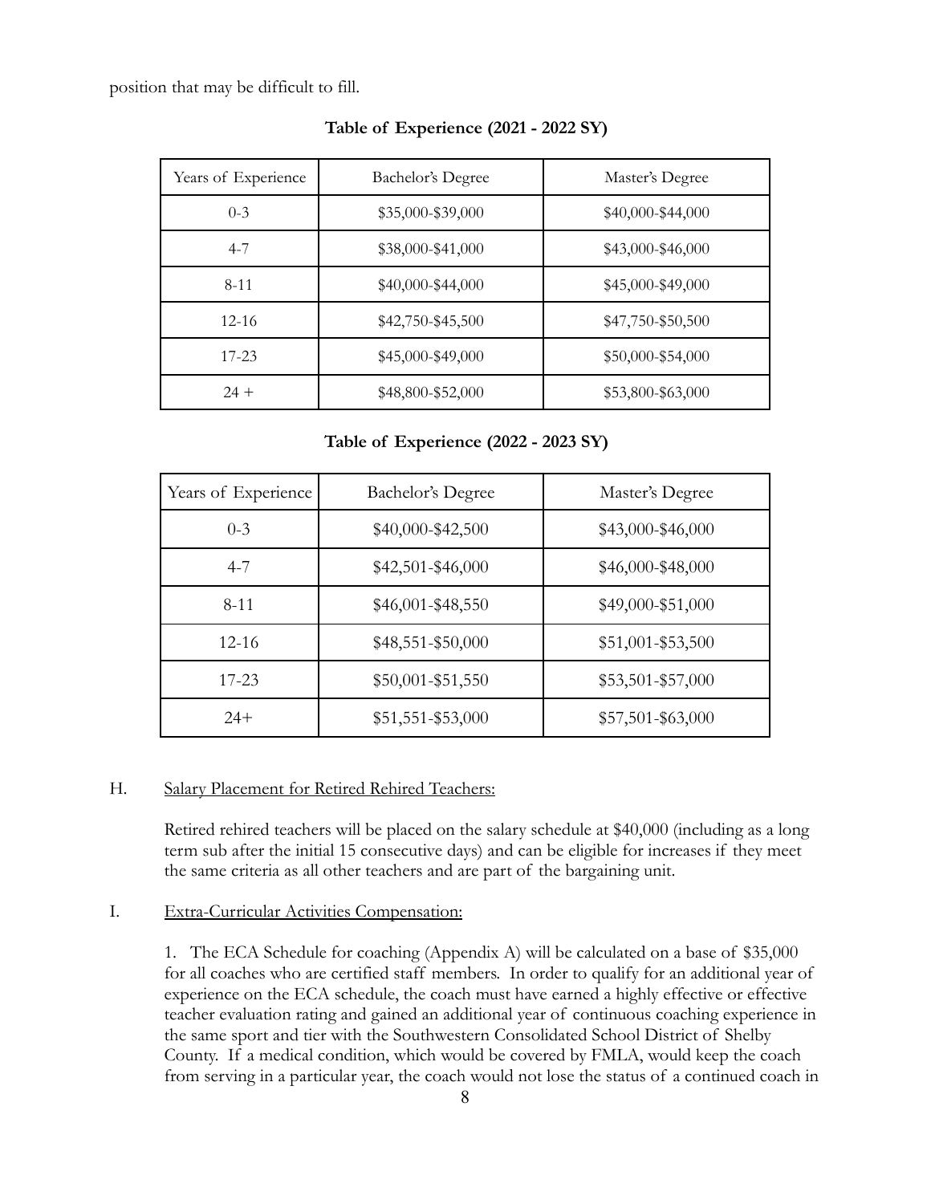position that may be difficult to fill.

**Table of Experience (2021 - 2022 SY)**

| Years of Experience | Bachelor's Degree | Master's Degree |
|---|---|---|
| 0-3 | $35,000-$39,000 | $40,000-$44,000 |
| 4-7 | $38,000-$41,000 | $43,000-$46,000 |
| 8-11 | $40,000-$44,000 | $45,000-$49,000 |
| 12-16 | $42,750-$45,500 | $47,750-$50,500 |
| 17-23 | $45,000-$49,000 | $50,000-$54,000 |
| 24 + | $48,800-$52,000 | $53,800-$63,000 |

**Table of Experience (2022 - 2023 SY)**

| Years of Experience | Bachelor's Degree | Master's Degree |
|---|---|---|
| 0-3 | $40,000-$42,500 | $43,000-$46,000 |
| 4-7 | $42,501-$46,000 | $46,000-$48,000 |
| 8-11 | $46,001-$48,550 | $49,000-$51,000 |
| 12-16 | $48,551-$50,000 | $51,001-$53,500 |
| 17-23 | $50,001-$51,550 | $53,501-$57,000 |
| 24+ | $51,551-$53,000 | $57,501-$63,000 |

H. Salary Placement for Retired Rehired Teachers:

Retired rehired teachers will be placed on the salary schedule at $40,000 (including as a long term sub after the initial 15 consecutive days) and can be eligible for increases if they meet the same criteria as all other teachers and are part of the bargaining unit.

I. Extra-Curricular Activities Compensation:

1. The ECA Schedule for coaching (Appendix A) will be calculated on a base of $35,000 for all coaches who are certified staff members. In order to qualify for an additional year of experience on the ECA schedule, the coach must have earned a highly effective or effective teacher evaluation rating and gained an additional year of continuous coaching experience in the same sport and tier with the Southwestern Consolidated School District of Shelby County. If a medical condition, which would be covered by FMLA, would keep the coach from serving in a particular year, the coach would not lose the status of a continued coach in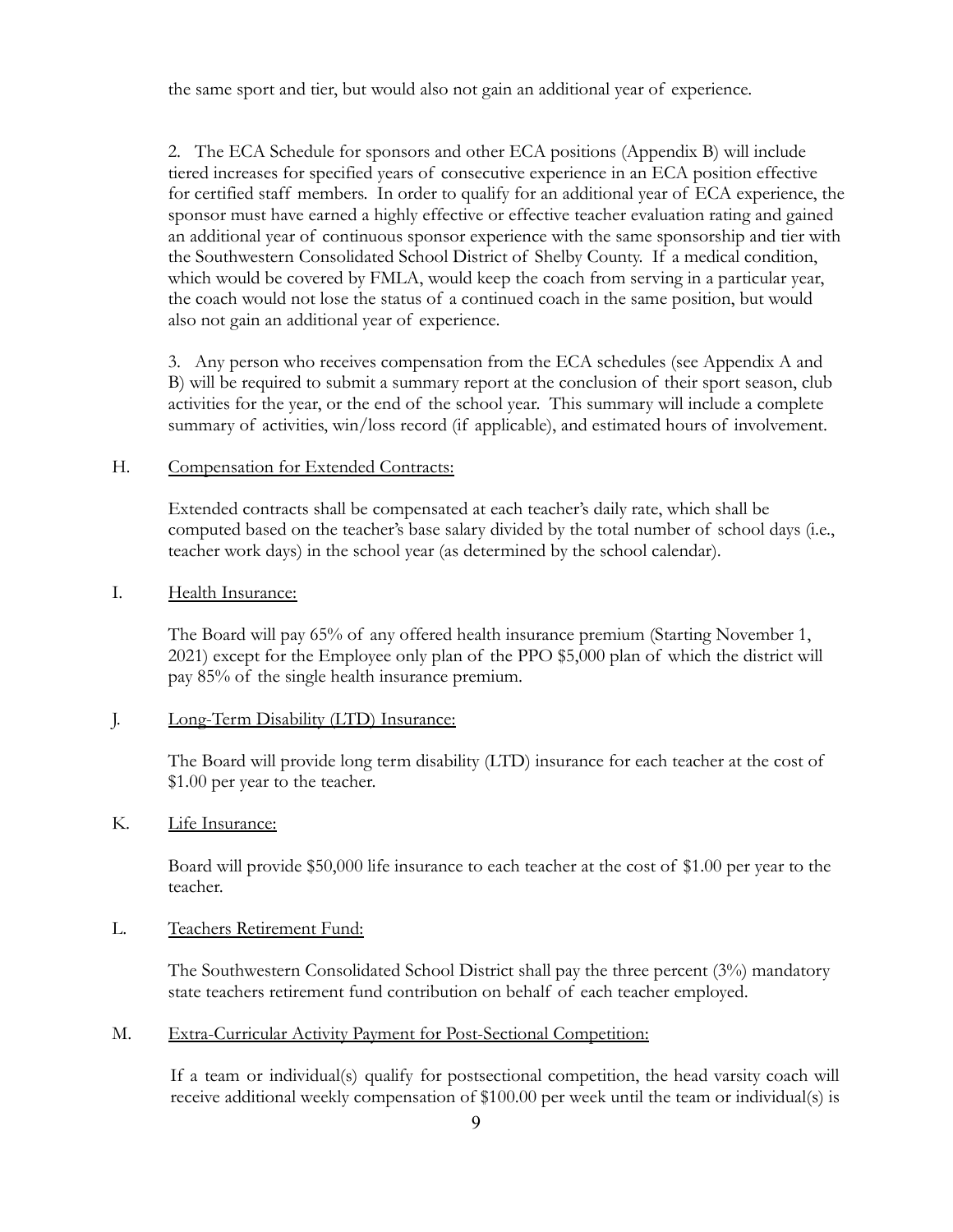the same sport and tier, but would also not gain an additional year of experience.

2. The ECA Schedule for sponsors and other ECA positions (Appendix B) will include tiered increases for specified years of consecutive experience in an ECA position effective for certified staff members. In order to qualify for an additional year of ECA experience, the sponsor must have earned a highly effective or effective teacher evaluation rating and gained an additional year of continuous sponsor experience with the same sponsorship and tier with the Southwestern Consolidated School District of Shelby County. If a medical condition, which would be covered by FMLA, would keep the coach from serving in a particular year, the coach would not lose the status of a continued coach in the same position, but would also not gain an additional year of experience.

3. Any person who receives compensation from the ECA schedules (see Appendix A and B) will be required to submit a summary report at the conclusion of their sport season, club activities for the year, or the end of the school year. This summary will include a complete summary of activities, win/loss record (if applicable), and estimated hours of involvement.

H. Compensation for Extended Contracts:

Extended contracts shall be compensated at each teacher's daily rate, which shall be computed based on the teacher's base salary divided by the total number of school days (i.e., teacher work days) in the school year (as determined by the school calendar).

I. Health Insurance:

The Board will pay 65% of any offered health insurance premium (Starting November 1, 2021) except for the Employee only plan of the PPO $5,000 plan of which the district will pay 85% of the single health insurance premium.

J. Long-Term Disability (LTD) Insurance:

The Board will provide long term disability (LTD) insurance for each teacher at the cost of $1.00 per year to the teacher.

K. Life Insurance:

Board will provide $50,000 life insurance to each teacher at the cost of $1.00 per year to the teacher.

L. Teachers Retirement Fund:

The Southwestern Consolidated School District shall pay the three percent (3%) mandatory state teachers retirement fund contribution on behalf of each teacher employed.

M. Extra-Curricular Activity Payment for Post-Sectional Competition:

If a team or individual(s) qualify for postsectional competition, the head varsity coach will receive additional weekly compensation of $100.00 per week until the team or individual(s) is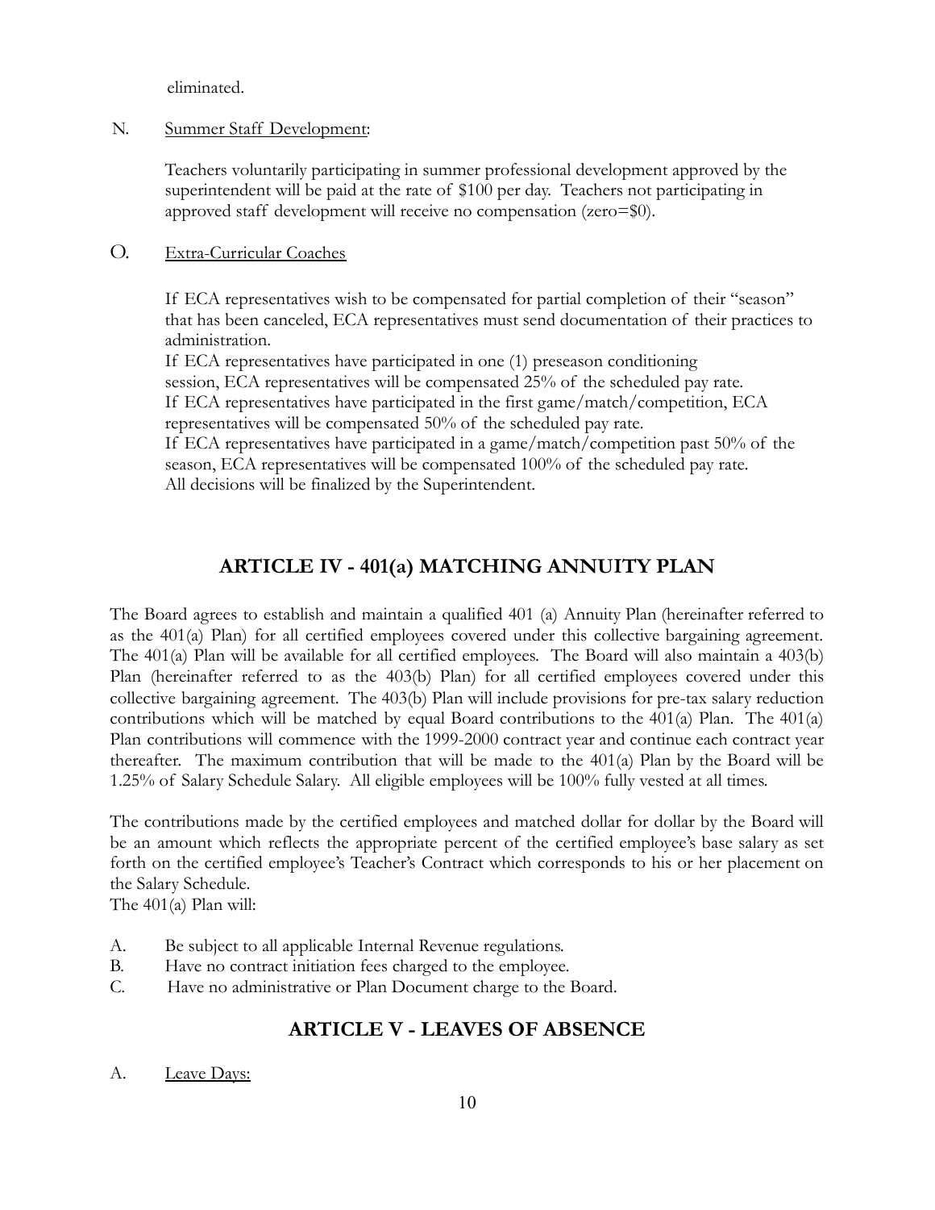eliminated.

N. Summer Staff Development:

Teachers voluntarily participating in summer professional development approved by the superintendent will be paid at the rate of $100 per day. Teachers not participating in approved staff development will receive no compensation (zero=$0).

O. Extra-Curricular Coaches

If ECA representatives wish to be compensated for partial completion of their "season" that has been canceled, ECA representatives must send documentation of their practices to administration.
If ECA representatives have participated in one (1) preseason conditioning session, ECA representatives will be compensated 25% of the scheduled pay rate.
If ECA representatives have participated in the first game/match/competition, ECA representatives will be compensated 50% of the scheduled pay rate.
If ECA representatives have participated in a game/match/competition past 50% of the season, ECA representatives will be compensated 100% of the scheduled pay rate.
All decisions will be finalized by the Superintendent.

## ARTICLE IV - 401(a) MATCHING ANNUITY PLAN

The Board agrees to establish and maintain a qualified 401 (a) Annuity Plan (hereinafter referred to as the 401(a) Plan) for all certified employees covered under this collective bargaining agreement. The 401(a) Plan will be available for all certified employees. The Board will also maintain a 403(b) Plan (hereinafter referred to as the 403(b) Plan) for all certified employees covered under this collective bargaining agreement. The 403(b) Plan will include provisions for pre-tax salary reduction contributions which will be matched by equal Board contributions to the 401(a) Plan. The 401(a) Plan contributions will commence with the 1999-2000 contract year and continue each contract year thereafter. The maximum contribution that will be made to the 401(a) Plan by the Board will be 1.25% of Salary Schedule Salary. All eligible employees will be 100% fully vested at all times.

The contributions made by the certified employees and matched dollar for dollar by the Board will be an amount which reflects the appropriate percent of the certified employee's base salary as set forth on the certified employee's Teacher's Contract which corresponds to his or her placement on the Salary Schedule.
The 401(a) Plan will:

A. Be subject to all applicable Internal Revenue regulations.
B. Have no contract initiation fees charged to the employee.
C. Have no administrative or Plan Document charge to the Board.

## ARTICLE V - LEAVES OF ABSENCE

A. Leave Days: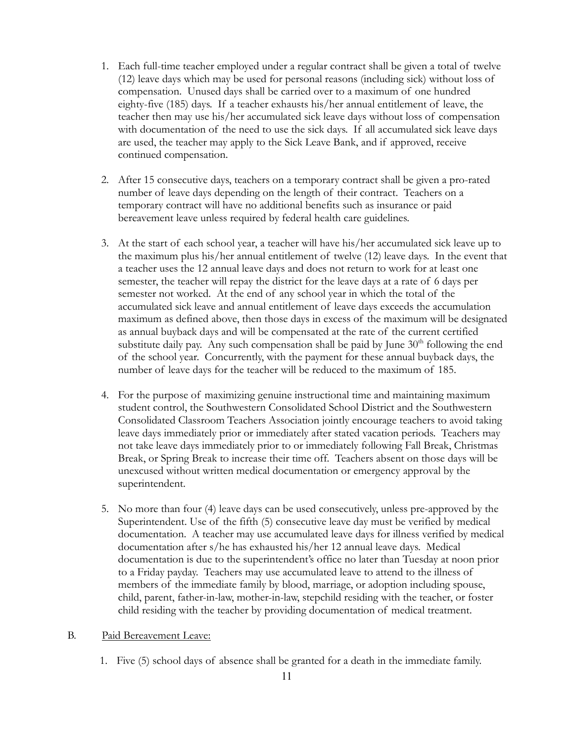1. Each full-time teacher employed under a regular contract shall be given a total of twelve (12) leave days which may be used for personal reasons (including sick) without loss of compensation. Unused days shall be carried over to a maximum of one hundred eighty-five (185) days. If a teacher exhausts his/her annual entitlement of leave, the teacher then may use his/her accumulated sick leave days without loss of compensation with documentation of the need to use the sick days. If all accumulated sick leave days are used, the teacher may apply to the Sick Leave Bank, and if approved, receive continued compensation.

2. After 15 consecutive days, teachers on a temporary contract shall be given a pro-rated number of leave days depending on the length of their contract. Teachers on a temporary contract will have no additional benefits such as insurance or paid bereavement leave unless required by federal health care guidelines.

3. At the start of each school year, a teacher will have his/her accumulated sick leave up to the maximum plus his/her annual entitlement of twelve (12) leave days. In the event that a teacher uses the 12 annual leave days and does not return to work for at least one semester, the teacher will repay the district for the leave days at a rate of 6 days per semester not worked. At the end of any school year in which the total of the accumulated sick leave and annual entitlement of leave days exceeds the accumulation maximum as defined above, then those days in excess of the maximum will be designated as annual buyback days and will be compensated at the rate of the current certified substitute daily pay. Any such compensation shall be paid by June 30th following the end of the school year. Concurrently, with the payment for these annual buyback days, the number of leave days for the teacher will be reduced to the maximum of 185.

4. For the purpose of maximizing genuine instructional time and maintaining maximum student control, the Southwestern Consolidated School District and the Southwestern Consolidated Classroom Teachers Association jointly encourage teachers to avoid taking leave days immediately prior or immediately after stated vacation periods. Teachers may not take leave days immediately prior to or immediately following Fall Break, Christmas Break, or Spring Break to increase their time off. Teachers absent on those days will be unexcused without written medical documentation or emergency approval by the superintendent.

5. No more than four (4) leave days can be used consecutively, unless pre-approved by the Superintendent. Use of the fifth (5) consecutive leave day must be verified by medical documentation. A teacher may use accumulated leave days for illness verified by medical documentation after s/he has exhausted his/her 12 annual leave days. Medical documentation is due to the superintendent's office no later than Tuesday at noon prior to a Friday payday. Teachers may use accumulated leave to attend to the illness of members of the immediate family by blood, marriage, or adoption including spouse, child, parent, father-in-law, mother-in-law, stepchild residing with the teacher, or foster child residing with the teacher by providing documentation of medical treatment.

B. Paid Bereavement Leave:

1. Five (5) school days of absence shall be granted for a death in the immediate family.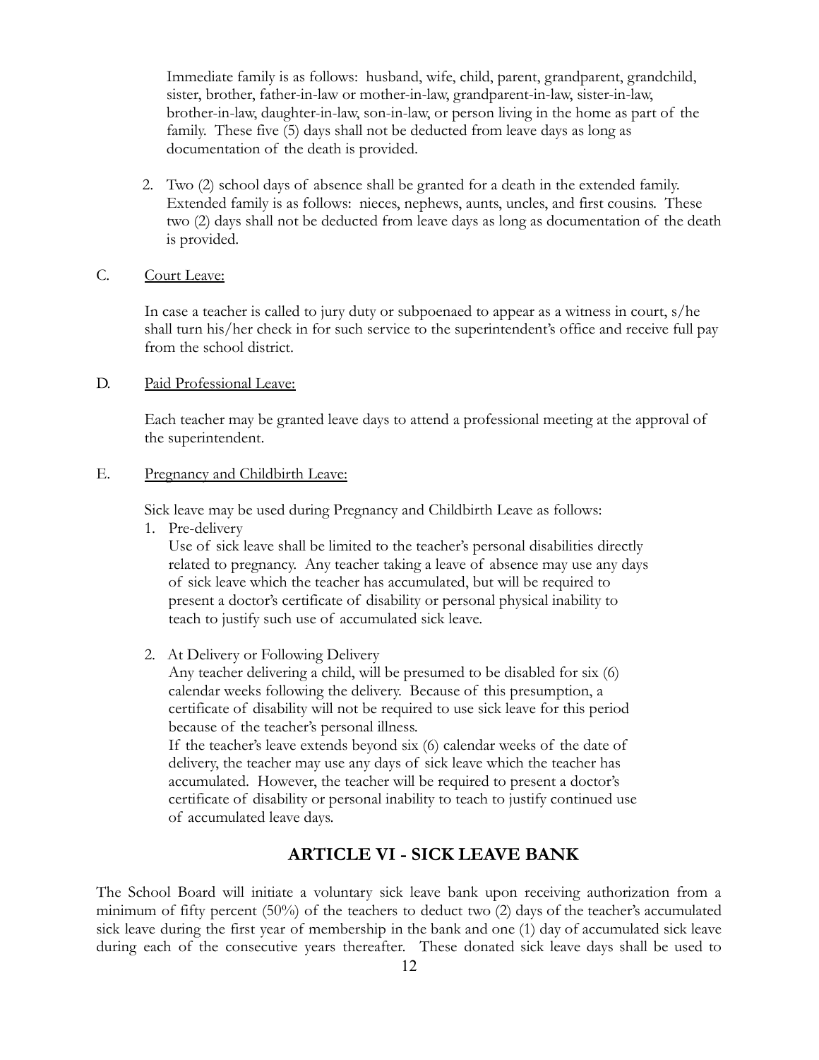Immediate family is as follows: husband, wife, child, parent, grandparent, grandchild, sister, brother, father-in-law or mother-in-law, grandparent-in-law, sister-in-law, brother-in-law, daughter-in-law, son-in-law, or person living in the home as part of the family. These five (5) days shall not be deducted from leave days as long as documentation of the death is provided.

2. Two (2) school days of absence shall be granted for a death in the extended family. Extended family is as follows: nieces, nephews, aunts, uncles, and first cousins. These two (2) days shall not be deducted from leave days as long as documentation of the death is provided.

C. Court Leave:

In case a teacher is called to jury duty or subpoenaed to appear as a witness in court, s/he shall turn his/her check in for such service to the superintendent's office and receive full pay from the school district.

D. Paid Professional Leave:

Each teacher may be granted leave days to attend a professional meeting at the approval of the superintendent.

E. Pregnancy and Childbirth Leave:

Sick leave may be used during Pregnancy and Childbirth Leave as follows:

1. Pre-delivery
   Use of sick leave shall be limited to the teacher's personal disabilities directly related to pregnancy. Any teacher taking a leave of absence may use any days of sick leave which the teacher has accumulated, but will be required to present a doctor's certificate of disability or personal physical inability to teach to justify such use of accumulated sick leave.

2. At Delivery or Following Delivery
   Any teacher delivering a child, will be presumed to be disabled for six (6) calendar weeks following the delivery. Because of this presumption, a certificate of disability will not be required to use sick leave for this period because of the teacher's personal illness.
   If the teacher's leave extends beyond six (6) calendar weeks of the date of delivery, the teacher may use any days of sick leave which the teacher has accumulated. However, the teacher will be required to present a doctor's certificate of disability or personal inability to teach to justify continued use of accumulated leave days.

## ARTICLE VI - SICK LEAVE BANK

The School Board will initiate a voluntary sick leave bank upon receiving authorization from a minimum of fifty percent (50%) of the teachers to deduct two (2) days of the teacher's accumulated sick leave during the first year of membership in the bank and one (1) day of accumulated sick leave during each of the consecutive years thereafter. These donated sick leave days shall be used to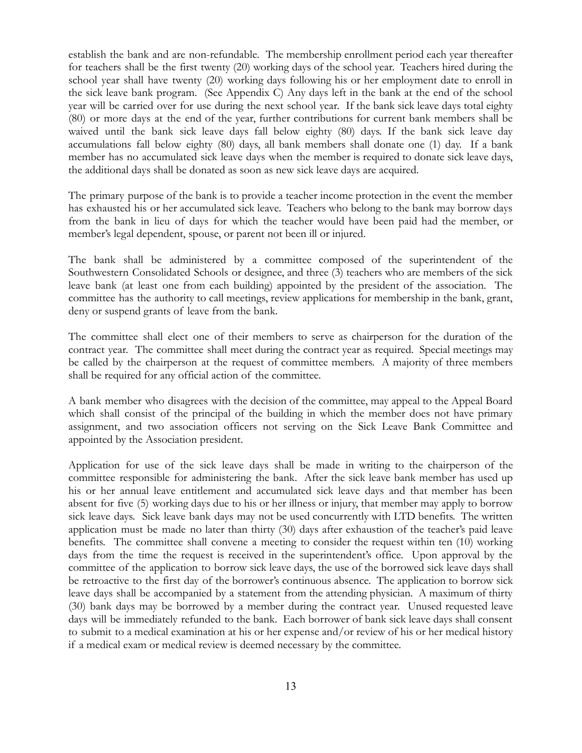establish the bank and are non-refundable. The membership enrollment period each year thereafter for teachers shall be the first twenty (20) working days of the school year. Teachers hired during the school year shall have twenty (20) working days following his or her employment date to enroll in the sick leave bank program. (See Appendix C) Any days left in the bank at the end of the school year will be carried over for use during the next school year. If the bank sick leave days total eighty (80) or more days at the end of the year, further contributions for current bank members shall be waived until the bank sick leave days fall below eighty (80) days. If the bank sick leave day accumulations fall below eighty (80) days, all bank members shall donate one (1) day. If a bank member has no accumulated sick leave days when the member is required to donate sick leave days, the additional days shall be donated as soon as new sick leave days are acquired.

The primary purpose of the bank is to provide a teacher income protection in the event the member has exhausted his or her accumulated sick leave. Teachers who belong to the bank may borrow days from the bank in lieu of days for which the teacher would have been paid had the member, or member's legal dependent, spouse, or parent not been ill or injured.

The bank shall be administered by a committee composed of the superintendent of the Southwestern Consolidated Schools or designee, and three (3) teachers who are members of the sick leave bank (at least one from each building) appointed by the president of the association. The committee has the authority to call meetings, review applications for membership in the bank, grant, deny or suspend grants of leave from the bank.

The committee shall elect one of their members to serve as chairperson for the duration of the contract year. The committee shall meet during the contract year as required. Special meetings may be called by the chairperson at the request of committee members. A majority of three members shall be required for any official action of the committee.

A bank member who disagrees with the decision of the committee, may appeal to the Appeal Board which shall consist of the principal of the building in which the member does not have primary assignment, and two association officers not serving on the Sick Leave Bank Committee and appointed by the Association president.

Application for use of the sick leave days shall be made in writing to the chairperson of the committee responsible for administering the bank. After the sick leave bank member has used up his or her annual leave entitlement and accumulated sick leave days and that member has been absent for five (5) working days due to his or her illness or injury, that member may apply to borrow sick leave days. Sick leave bank days may not be used concurrently with LTD benefits. The written application must be made no later than thirty (30) days after exhaustion of the teacher's paid leave benefits. The committee shall convene a meeting to consider the request within ten (10) working days from the time the request is received in the superintendent's office. Upon approval by the committee of the application to borrow sick leave days, the use of the borrowed sick leave days shall be retroactive to the first day of the borrower's continuous absence. The application to borrow sick leave days shall be accompanied by a statement from the attending physician. A maximum of thirty (30) bank days may be borrowed by a member during the contract year. Unused requested leave days will be immediately refunded to the bank. Each borrower of bank sick leave days shall consent to submit to a medical examination at his or her expense and/or review of his or her medical history if a medical exam or medical review is deemed necessary by the committee.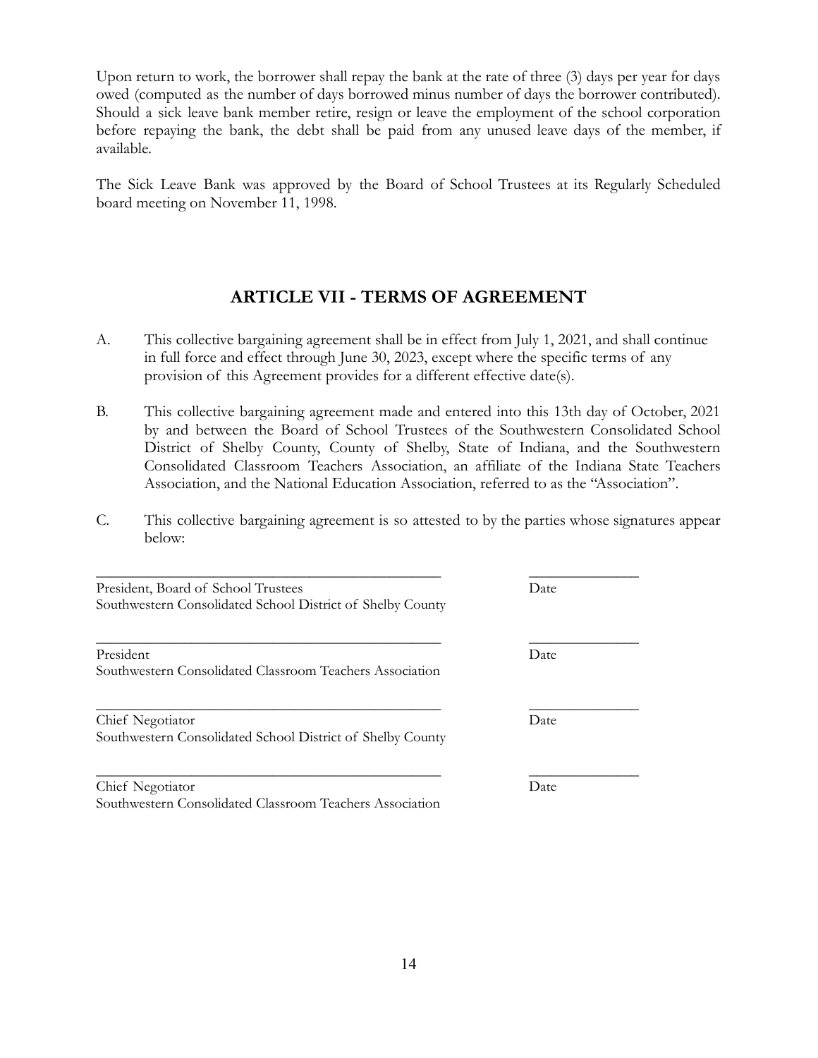Upon return to work, the borrower shall repay the bank at the rate of three (3) days per year for days owed (computed as the number of days borrowed minus number of days the borrower contributed). Should a sick leave bank member retire, resign or leave the employment of the school corporation before repaying the bank, the debt shall be paid from any unused leave days of the member, if available.

The Sick Leave Bank was approved by the Board of School Trustees at its Regularly Scheduled board meeting on November 11, 1998.

## ARTICLE VII - TERMS OF AGREEMENT

A. This collective bargaining agreement shall be in effect from July 1, 2021, and shall continue in full force and effect through June 30, 2023, except where the specific terms of any provision of this Agreement provides for a different effective date(s).

B. This collective bargaining agreement made and entered into this 13th day of October, 2021 by and between the Board of School Trustees of the Southwestern Consolidated School District of Shelby County, County of Shelby, State of Indiana, and the Southwestern Consolidated Classroom Teachers Association, an affiliate of the Indiana State Teachers Association, and the National Education Association, referred to as the "Association".

C. This collective bargaining agreement is so attested to by the parties whose signatures appear below:

_______________________________________________ ______________

President, Board of School Trustees Date
Southwestern Consolidated School District of Shelby County

_______________________________________________ ______________

President Date
Southwestern Consolidated Classroom Teachers Association

_______________________________________________ ______________

Chief Negotiator Date
Southwestern Consolidated School District of Shelby County

_______________________________________________ ______________

Chief Negotiator Date
Southwestern Consolidated Classroom Teachers Association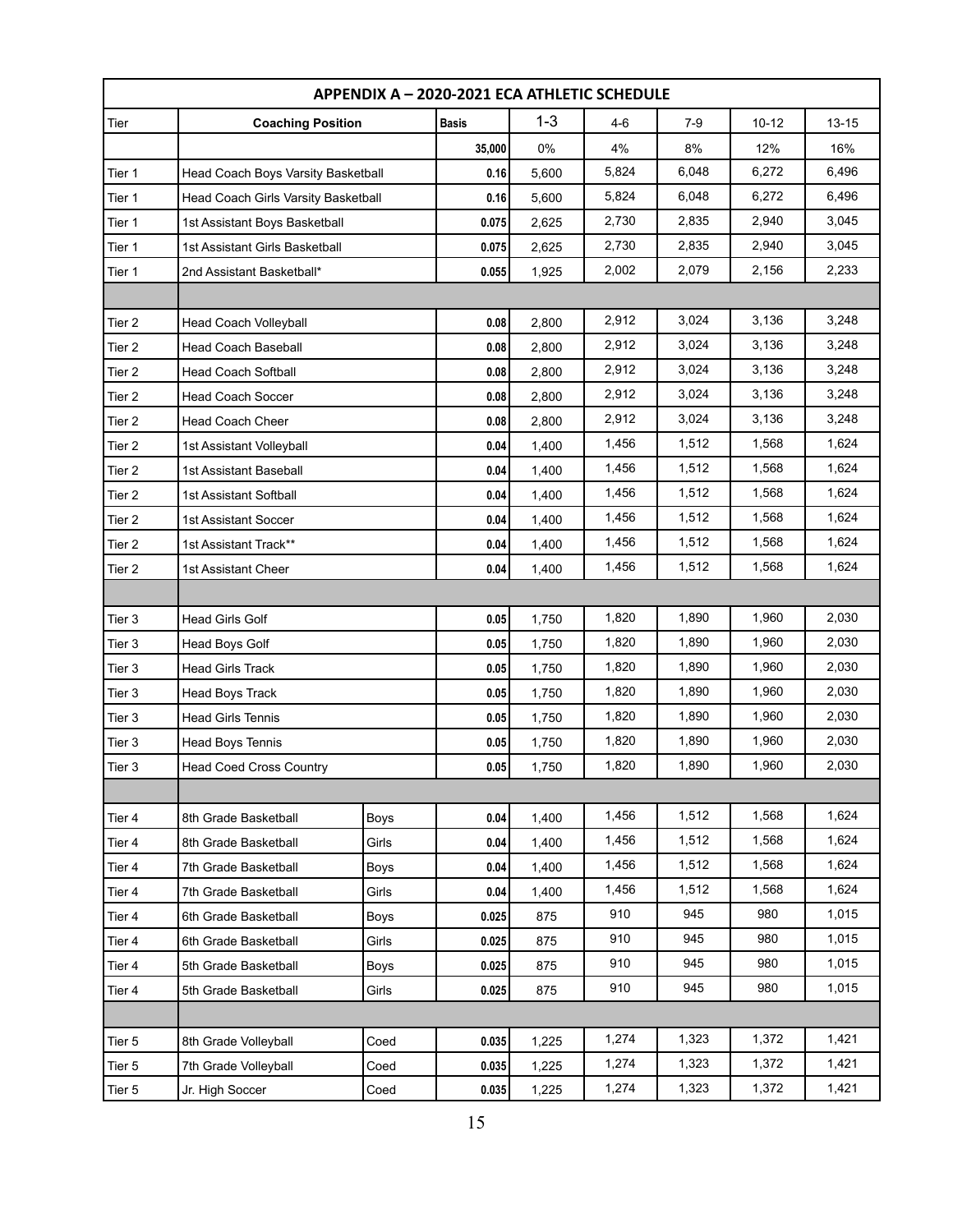| APPENDIX A – 2020-2021 ECA ATHLETIC SCHEDULE | | | | | | | | |
|---|---|---|---|---|---|---|---|---|
| Tier | Coaching Position | | Basis | 1-3 | 4-6 | 7-9 | 10-12 | 13-15 |
| | | | 35,000 | 0% | 4% | 8% | 12% | 16% |
| Tier 1 | Head Coach Boys Varsity Basketball | | 0.16 | 5,600 | 5,824 | 6,048 | 6,272 | 6,496 |
| Tier 1 | Head Coach Girls Varsity Basketball | | 0.16 | 5,600 | 5,824 | 6,048 | 6,272 | 6,496 |
| Tier 1 | 1st Assistant Boys Basketball | | 0.075 | 2,625 | 2,730 | 2,835 | 2,940 | 3,045 |
| Tier 1 | 1st Assistant Girls Basketball | | 0.075 | 2,625 | 2,730 | 2,835 | 2,940 | 3,045 |
| Tier 1 | 2nd Assistant Basketball* | | 0.055 | 1,925 | 2,002 | 2,079 | 2,156 | 2,233 |
| | | | | | | | | |
| Tier 2 | Head Coach Volleyball | | 0.08 | 2,800 | 2,912 | 3,024 | 3,136 | 3,248 |
| Tier 2 | Head Coach Baseball | | 0.08 | 2,800 | 2,912 | 3,024 | 3,136 | 3,248 |
| Tier 2 | Head Coach Softball | | 0.08 | 2,800 | 2,912 | 3,024 | 3,136 | 3,248 |
| Tier 2 | Head Coach Soccer | | 0.08 | 2,800 | 2,912 | 3,024 | 3,136 | 3,248 |
| Tier 2 | Head Coach Cheer | | 0.08 | 2,800 | 2,912 | 3,024 | 3,136 | 3,248 |
| Tier 2 | 1st Assistant Volleyball | | 0.04 | 1,400 | 1,456 | 1,512 | 1,568 | 1,624 |
| Tier 2 | 1st Assistant Baseball | | 0.04 | 1,400 | 1,456 | 1,512 | 1,568 | 1,624 |
| Tier 2 | 1st Assistant Softball | | 0.04 | 1,400 | 1,456 | 1,512 | 1,568 | 1,624 |
| Tier 2 | 1st Assistant Soccer | | 0.04 | 1,400 | 1,456 | 1,512 | 1,568 | 1,624 |
| Tier 2 | 1st Assistant Track** | | 0.04 | 1,400 | 1,456 | 1,512 | 1,568 | 1,624 |
| Tier 2 | 1st Assistant Cheer | | 0.04 | 1,400 | 1,456 | 1,512 | 1,568 | 1,624 |
| | | | | | | | | |
| Tier 3 | Head Girls Golf | | 0.05 | 1,750 | 1,820 | 1,890 | 1,960 | 2,030 |
| Tier 3 | Head Boys Golf | | 0.05 | 1,750 | 1,820 | 1,890 | 1,960 | 2,030 |
| Tier 3 | Head Girls Track | | 0.05 | 1,750 | 1,820 | 1,890 | 1,960 | 2,030 |
| Tier 3 | Head Boys Track | | 0.05 | 1,750 | 1,820 | 1,890 | 1,960 | 2,030 |
| Tier 3 | Head Girls Tennis | | 0.05 | 1,750 | 1,820 | 1,890 | 1,960 | 2,030 |
| Tier 3 | Head Boys Tennis | | 0.05 | 1,750 | 1,820 | 1,890 | 1,960 | 2,030 |
| Tier 3 | Head Coed Cross Country | | 0.05 | 1,750 | 1,820 | 1,890 | 1,960 | 2,030 |
| | | | | | | | | |
| Tier 4 | 8th Grade Basketball | Boys | 0.04 | 1,400 | 1,456 | 1,512 | 1,568 | 1,624 |
| Tier 4 | 8th Grade Basketball | Girls | 0.04 | 1,400 | 1,456 | 1,512 | 1,568 | 1,624 |
| Tier 4 | 7th Grade Basketball | Boys | 0.04 | 1,400 | 1,456 | 1,512 | 1,568 | 1,624 |
| Tier 4 | 7th Grade Basketball | Girls | 0.04 | 1,400 | 1,456 | 1,512 | 1,568 | 1,624 |
| Tier 4 | 6th Grade Basketball | Boys | 0.025 | 875 | 910 | 945 | 980 | 1,015 |
| Tier 4 | 6th Grade Basketball | Girls | 0.025 | 875 | 910 | 945 | 980 | 1,015 |
| Tier 4 | 5th Grade Basketball | Boys | 0.025 | 875 | 910 | 945 | 980 | 1,015 |
| Tier 4 | 5th Grade Basketball | Girls | 0.025 | 875 | 910 | 945 | 980 | 1,015 |
| | | | | | | | | |
| Tier 5 | 8th Grade Volleyball | Coed | 0.035 | 1,225 | 1,274 | 1,323 | 1,372 | 1,421 |
| Tier 5 | 7th Grade Volleyball | Coed | 0.035 | 1,225 | 1,274 | 1,323 | 1,372 | 1,421 |
| Tier 5 | Jr. High Soccer | Coed | 0.035 | 1,225 | 1,274 | 1,323 | 1,372 | 1,421 |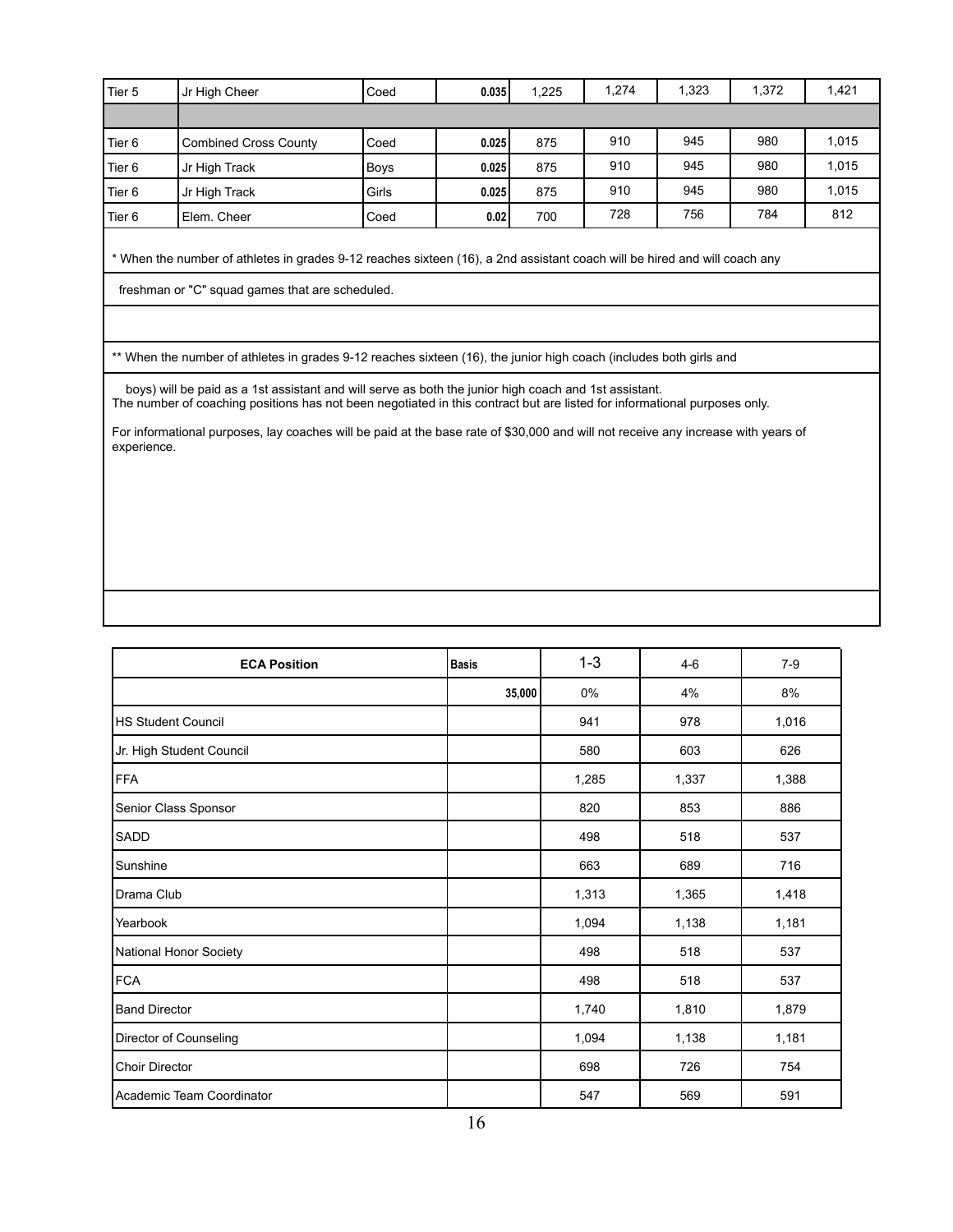| | | | | | | | | |
|---|---|---|---|---|---|---|---|---|
| Tier 5 | Jr High Cheer | Coed | 0.035 | 1,225 | 1,274 | 1,323 | 1,372 | 1,421 |
| | | | | | | | | |
| Tier 6 | Combined Cross County | Coed | 0.025 | 875 | 910 | 945 | 980 | 1,015 |
| Tier 6 | Jr High Track | Boys | 0.025 | 875 | 910 | 945 | 980 | 1,015 |
| Tier 6 | Jr High Track | Girls | 0.025 | 875 | 910 | 945 | 980 | 1,015 |
| Tier 6 | Elem. Cheer | Coed | 0.02 | 700 | 728 | 756 | 784 | 812 |

* When the number of athletes in grades 9-12 reaches sixteen (16), a 2nd assistant coach will be hired and will coach any freshman or "C" squad games that are scheduled.

** When the number of athletes in grades 9-12 reaches sixteen (16), the junior high coach (includes both girls and boys) will be paid as a 1st assistant and will serve as both the junior high coach and 1st assistant.

The number of coaching positions has not been negotiated in this contract but are listed for informational purposes only.

For informational purposes, lay coaches will be paid at the base rate of $30,000 and will not receive any increase with years of experience.

| ECA Position | Basis | 1-3 | 4-6 | 7-9 |
|---|---|---|---|---|
| | 35,000 | 0% | 4% | 8% |
| HS Student Council | | 941 | 978 | 1,016 |
| Jr. High Student Council | | 580 | 603 | 626 |
| FFA | | 1,285 | 1,337 | 1,388 |
| Senior Class Sponsor | | 820 | 853 | 886 |
| SADD | | 498 | 518 | 537 |
| Sunshine | | 663 | 689 | 716 |
| Drama Club | | 1,313 | 1,365 | 1,418 |
| Yearbook | | 1,094 | 1,138 | 1,181 |
| National Honor Society | | 498 | 518 | 537 |
| FCA | | 498 | 518 | 537 |
| Band Director | | 1,740 | 1,810 | 1,879 |
| Director of Counseling | | 1,094 | 1,138 | 1,181 |
| Choir Director | | 698 | 726 | 754 |
| Academic Team Coordinator | | 547 | 569 | 591 |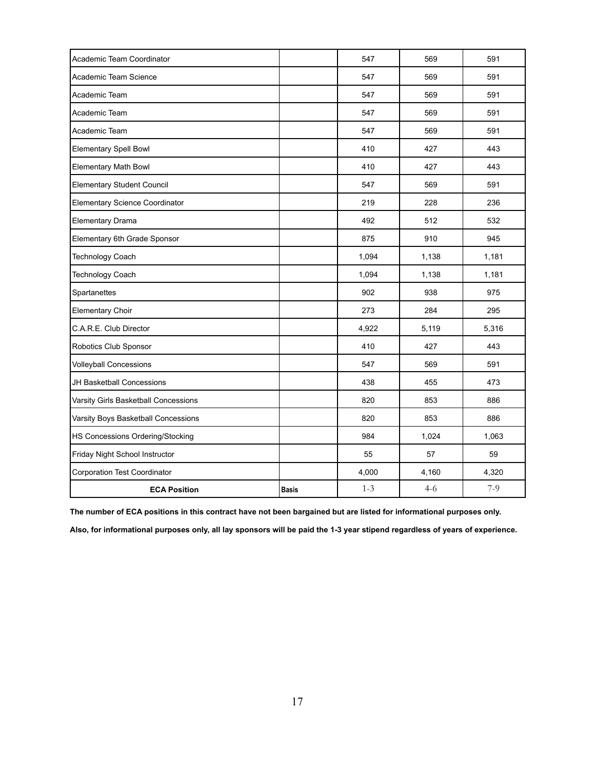| Academic Team Coordinator | | 547 | 569 | 591 |
|---|---|---|---|---|
| Academic Team Science | | 547 | 569 | 591 |
| Academic Team | | 547 | 569 | 591 |
| Academic Team | | 547 | 569 | 591 |
| Academic Team | | 547 | 569 | 591 |
| Elementary Spell Bowl | | 410 | 427 | 443 |
| Elementary Math Bowl | | 410 | 427 | 443 |
| Elementary Student Council | | 547 | 569 | 591 |
| Elementary Science Coordinator | | 219 | 228 | 236 |
| Elementary Drama | | 492 | 512 | 532 |
| Elementary 6th Grade Sponsor | | 875 | 910 | 945 |
| Technology Coach | | 1,094 | 1,138 | 1,181 |
| Technology Coach | | 1,094 | 1,138 | 1,181 |
| Spartanettes | | 902 | 938 | 975 |
| Elementary Choir | | 273 | 284 | 295 |
| C.A.R.E. Club Director | | 4,922 | 5,119 | 5,316 |
| Robotics Club Sponsor | | 410 | 427 | 443 |
| Volleyball Concessions | | 547 | 569 | 591 |
| JH Basketball Concessions | | 438 | 455 | 473 |
| Varsity Girls Basketball Concessions | | 820 | 853 | 886 |
| Varsity Boys Basketball Concessions | | 820 | 853 | 886 |
| HS Concessions Ordering/Stocking | | 984 | 1,024 | 1,063 |
| Friday Night School Instructor | | 55 | 57 | 59 |
| Corporation Test Coordinator | | 4,000 | 4,160 | 4,320 |
| **ECA Position** | **Basis** | 1-3 | 4-6 | 7-9 |

**The number of ECA positions in this contract have not been bargained but are listed for informational purposes only.**

**Also, for informational purposes only, all lay sponsors will be paid the 1-3 year stipend regardless of years of experience.**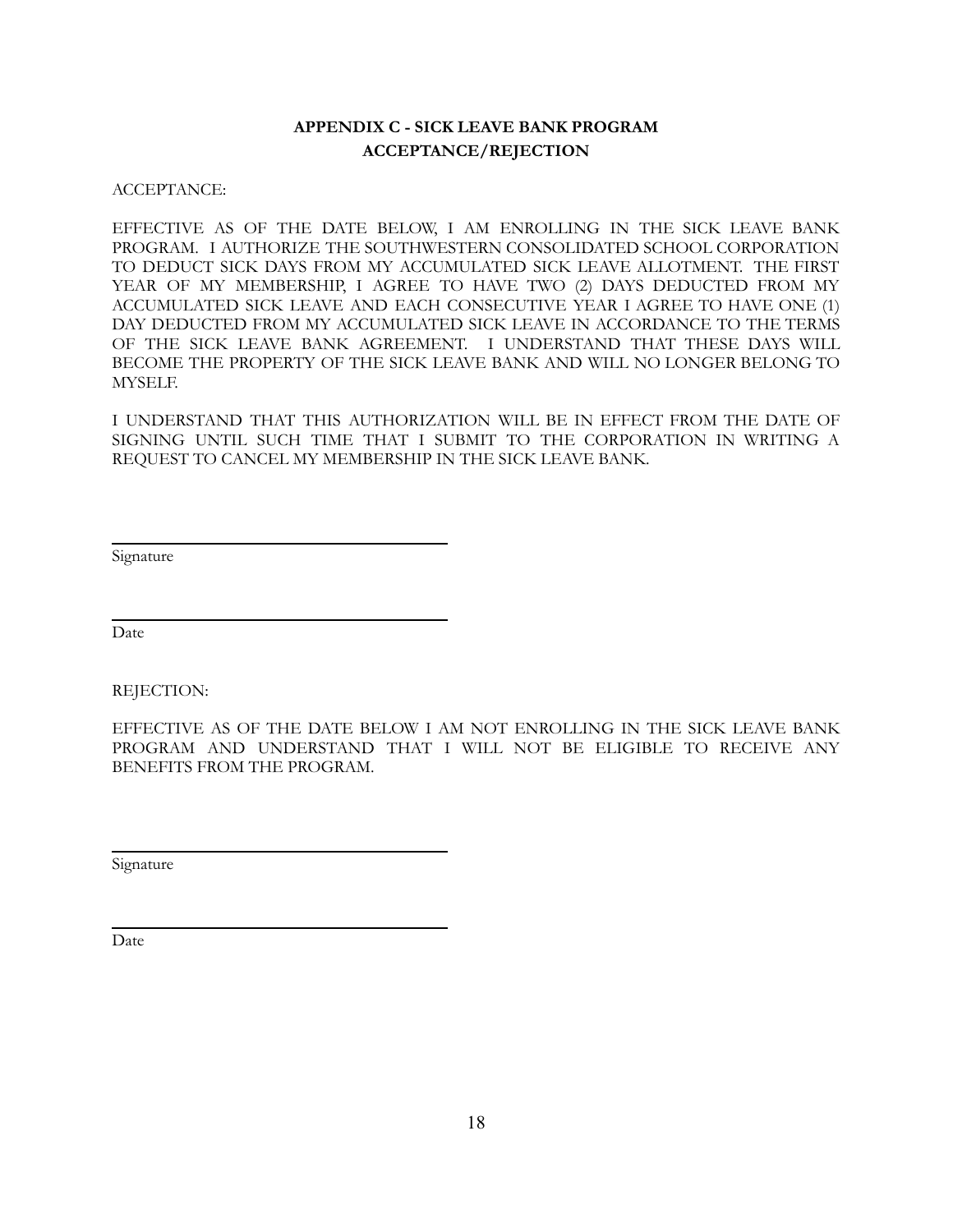## APPENDIX C - SICK LEAVE BANK PROGRAM ACCEPTANCE/REJECTION

ACCEPTANCE:

EFFECTIVE AS OF THE DATE BELOW, I AM ENROLLING IN THE SICK LEAVE BANK PROGRAM. I AUTHORIZE THE SOUTHWESTERN CONSOLIDATED SCHOOL CORPORATION TO DEDUCT SICK DAYS FROM MY ACCUMULATED SICK LEAVE ALLOTMENT. THE FIRST YEAR OF MY MEMBERSHIP, I AGREE TO HAVE TWO (2) DAYS DEDUCTED FROM MY ACCUMULATED SICK LEAVE AND EACH CONSECUTIVE YEAR I AGREE TO HAVE ONE (1) DAY DEDUCTED FROM MY ACCUMULATED SICK LEAVE IN ACCORDANCE TO THE TERMS OF THE SICK LEAVE BANK AGREEMENT. I UNDERSTAND THAT THESE DAYS WILL BECOME THE PROPERTY OF THE SICK LEAVE BANK AND WILL NO LONGER BELONG TO MYSELF.

I UNDERSTAND THAT THIS AUTHORIZATION WILL BE IN EFFECT FROM THE DATE OF SIGNING UNTIL SUCH TIME THAT I SUBMIT TO THE CORPORATION IN WRITING A REQUEST TO CANCEL MY MEMBERSHIP IN THE SICK LEAVE BANK.

\_\_\_\_\_\_\_\_\_\_\_\_\_\_\_\_\_\_\_\_\_\_\_\_\_\_\_\_\_\_\_\_\_\_\_\_

Signature

\_\_\_\_\_\_\_\_\_\_\_\_\_\_\_\_\_\_\_\_\_\_\_\_\_\_\_\_\_\_\_\_\_\_\_\_

Date

REJECTION:

EFFECTIVE AS OF THE DATE BELOW I AM NOT ENROLLING IN THE SICK LEAVE BANK PROGRAM AND UNDERSTAND THAT I WILL NOT BE ELIGIBLE TO RECEIVE ANY BENEFITS FROM THE PROGRAM.

\_\_\_\_\_\_\_\_\_\_\_\_\_\_\_\_\_\_\_\_\_\_\_\_\_\_\_\_\_\_\_\_\_\_\_\_

Signature

\_\_\_\_\_\_\_\_\_\_\_\_\_\_\_\_\_\_\_\_\_\_\_\_\_\_\_\_\_\_\_\_\_\_\_\_

Date